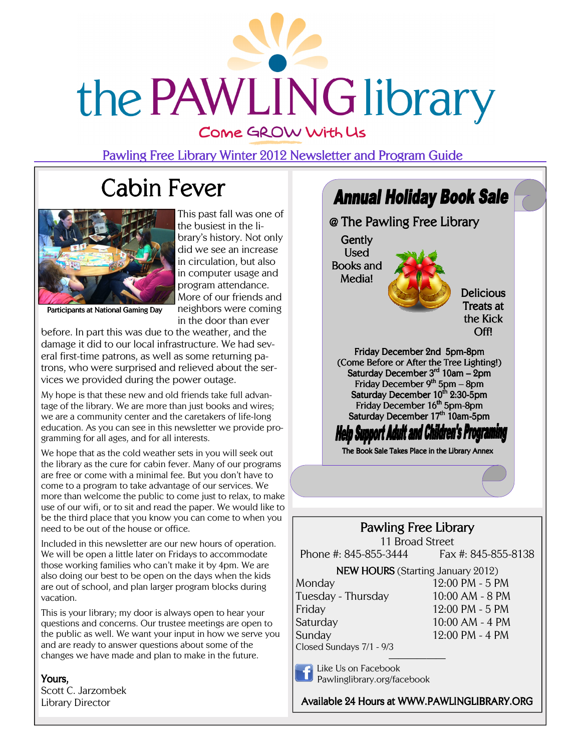# the PAWLING library

Come GROW With Us

Pawling Free Library Winter 2012 Newsletter and Program Guide

## Cabin Fever

Participants at National Gaming Day

This past fall was one of the busiest in the library's history. Not only did we see an increase in circulation, but also in computer usage and program attendance. More of our friends and neighbors were coming in the door than ever before. In part this was due to the weather, and the damage it did to our local infrastructure. We had several first-time patrons, as well as some returning patrons, who were surprised and relieved about the services we provided during the power outage.

My hope is that these new and old friends take full advantage of the library. We are more than just books and wires; we are a community center and the caretakers of life-long education. As you can see in this newsletter we provide programming for all ages, and for all interests.

We hope that as the cold weather sets in you will seek out the library as the cure for cabin fever. Many of our programs are free or come with a minimal fee. But you don't have to come to a program to take advantage of our services. We more than welcome the public to come just to relax, to make use of our wifi, or to sit and read the paper. We would like to be the third place that you know you can come to when you need to be out of the house or office.

Included in this newsletter are our new hours of operation. We will be open a little later on Fridays to accommodate those working families who can't make it by 4pm. We are also doing our best to be open on the days when the kids are out of school, and plan larger program blocks during vacation.

This is your library; my door is always open to hear your questions and concerns. Our trustee meetings are open to the public as well. We want your input in how we serve you and are ready to answer questions about some of the changes we have made and plan to make in the future.

**Yours,**
Scott C. Jarzombek
Library Director

## Annual Holiday Book Sale

@ The Pawling Free Library

Gently Used Books and Media!

Delicious Treats at the Kick Off!

Friday December 2nd 5pm-8pm
(Come Before or After the Tree Lighting!)
Saturday December 3rd 10am – 2pm
Friday December 9th 5pm – 8pm
Saturday December 10th 2:30-5pm
Friday December 16th 5pm-8pm
Saturday December 17th 10am-5pm

**Help Support Adult and Children's Programing**

The Book Sale Takes Place in the Library Annex

### Pawling Free Library

11 Broad Street
Phone #: 845-855-3444 Fax #: 845-855-8138

**NEW HOURS** (Starting January 2012)

| Day | Hours |
|---|---|
| Monday | 12:00 PM - 5 PM |
| Tuesday - Thursday | 10:00 AM - 8 PM |
| Friday | 12:00 PM - 5 PM |
| Saturday | 10:00 AM - 4 PM |
| Sunday | 12:00 PM - 4 PM |

Closed Sundays 7/1 - 9/3

Like Us on Facebook
Pawlinglibrary.org/facebook

**Available 24 Hours at WWW.PAWLINGLIBRARY.ORG**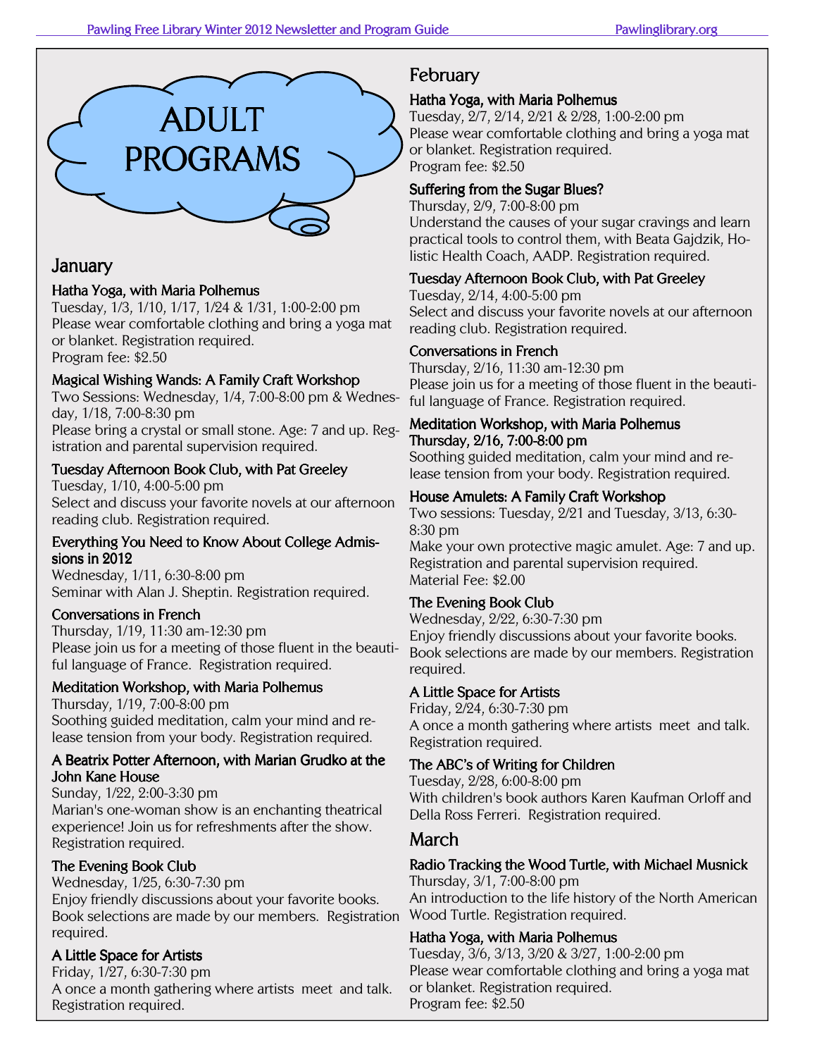# ADULT PROGRAMS

## January

**Hatha Yoga, with Maria Polhemus**
Tuesday, 1/3, 1/10, 1/17, 1/24 & 1/31, 1:00-2:00 pm
Please wear comfortable clothing and bring a yoga mat or blanket. Registration required.
Program fee: $2.50

**Magical Wishing Wands: A Family Craft Workshop**
Two Sessions: Wednesday, 1/4, 7:00-8:00 pm & Wednesday, 1/18, 7:00-8:30 pm
Please bring a crystal or small stone. Age: 7 and up. Registration and parental supervision required.

**Tuesday Afternoon Book Club, with Pat Greeley**
Tuesday, 1/10, 4:00-5:00 pm
Select and discuss your favorite novels at our afternoon reading club. Registration required.

**Everything You Need to Know About College Admissions in 2012**
Wednesday, 1/11, 6:30-8:00 pm
Seminar with Alan J. Sheptin. Registration required.

**Conversations in French**
Thursday, 1/19, 11:30 am-12:30 pm
Please join us for a meeting of those fluent in the beautiful language of France. Registration required.

**Meditation Workshop, with Maria Polhemus**
Thursday, 1/19, 7:00-8:00 pm
Soothing guided meditation, calm your mind and release tension from your body. Registration required.

**A Beatrix Potter Afternoon, with Marian Grudko at the John Kane House**
Sunday, 1/22, 2:00-3:30 pm
Marian's one-woman show is an enchanting theatrical experience! Join us for refreshments after the show. Registration required.

**The Evening Book Club**
Wednesday, 1/25, 6:30-7:30 pm
Enjoy friendly discussions about your favorite books. Book selections are made by our members. Registration required.

**A Little Space for Artists**
Friday, 1/27, 6:30-7:30 pm
A once a month gathering where artists meet and talk. Registration required.

## February

**Hatha Yoga, with Maria Polhemus**
Tuesday, 2/7, 2/14, 2/21 & 2/28, 1:00-2:00 pm
Please wear comfortable clothing and bring a yoga mat or blanket. Registration required.
Program fee: $2.50

**Suffering from the Sugar Blues?**
Thursday, 2/9, 7:00-8:00 pm
Understand the causes of your sugar cravings and learn practical tools to control them, with Beata Gajdzik, Holistic Health Coach, AADP. Registration required.

**Tuesday Afternoon Book Club, with Pat Greeley**
Tuesday, 2/14, 4:00-5:00 pm
Select and discuss your favorite novels at our afternoon reading club. Registration required.

**Conversations in French**
Thursday, 2/16, 11:30 am-12:30 pm
Please join us for a meeting of those fluent in the beautiful language of France. Registration required.

**Meditation Workshop, with Maria Polhemus**
**Thursday, 2/16, 7:00-8:00 pm**
Soothing guided meditation, calm your mind and release tension from your body. Registration required.

**House Amulets: A Family Craft Workshop**
Two sessions: Tuesday, 2/21 and Tuesday, 3/13, 6:30-8:30 pm
Make your own protective magic amulet. Age: 7 and up. Registration and parental supervision required.
Material Fee: $2.00

**The Evening Book Club**
Wednesday, 2/22, 6:30-7:30 pm
Enjoy friendly discussions about your favorite books. Book selections are made by our members. Registration required.

**A Little Space for Artists**
Friday, 2/24, 6:30-7:30 pm
A once a month gathering where artists meet and talk. Registration required.

**The ABC's of Writing for Children**
Tuesday, 2/28, 6:00-8:00 pm
With children's book authors Karen Kaufman Orloff and Della Ross Ferreri. Registration required.

## March

**Radio Tracking the Wood Turtle, with Michael Musnick**
Thursday, 3/1, 7:00-8:00 pm
An introduction to the life history of the North American Wood Turtle. Registration required.

**Hatha Yoga, with Maria Polhemus**
Tuesday, 3/6, 3/13, 3/20 & 3/27, 1:00-2:00 pm
Please wear comfortable clothing and bring a yoga mat or blanket. Registration required.
Program fee: $2.50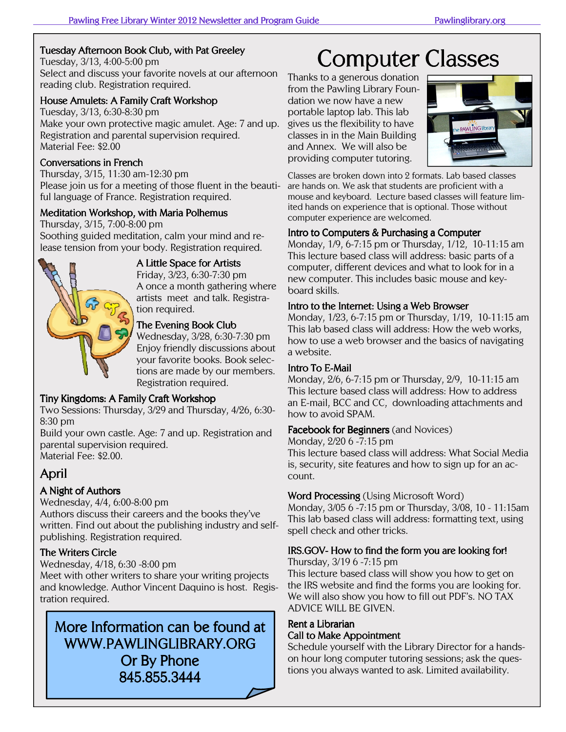### Tuesday Afternoon Book Club, with Pat Greeley

Tuesday, 3/13, 4:00-5:00 pm

Select and discuss your favorite novels at our afternoon reading club. Registration required.

### House Amulets: A Family Craft Workshop

Tuesday, 3/13, 6:30-8:30 pm

Make your own protective magic amulet. Age: 7 and up. Registration and parental supervision required.

Material Fee: $2.00

### Conversations in French

Thursday, 3/15, 11:30 am-12:30 pm

Please join us for a meeting of those fluent in the beautiful language of France. Registration required.

### Meditation Workshop, with Maria Polhemus

Thursday, 3/15, 7:00-8:00 pm

Soothing guided meditation, calm your mind and release tension from your body. Registration required.

### A Little Space for Artists

Friday, 3/23, 6:30-7:30 pm

A once a month gathering where artists meet and talk. Registration required.

### The Evening Book Club

Wednesday, 3/28, 6:30-7:30 pm

Enjoy friendly discussions about your favorite books. Book selections are made by our members. Registration required.

### Tiny Kingdoms: A Family Craft Workshop

Two Sessions: Thursday, 3/29 and Thursday, 4/26, 6:30-8:30 pm

Build your own castle. Age: 7 and up. Registration and parental supervision required.

Material Fee: $2.00.

## April

### A Night of Authors

Wednesday, 4/4, 6:00-8:00 pm

Authors discuss their careers and the books they've written. Find out about the publishing industry and self-publishing. Registration required.

### The Writers Circle

Wednesday, 4/18, 6:30 -8:00 pm

Meet with other writers to share your writing projects and knowledge. Author Vincent Daquino is host. Registration required.

More Information can be found at WWW.PAWLINGLIBRARY.ORG Or By Phone 845.855.3444

# Computer Classes

Thanks to a generous donation from the Pawling Library Foundation we now have a new portable laptop lab. This lab gives us the flexibility to have classes in in the Main Building and Annex. We will also be providing computer tutoring.

Classes are broken down into 2 formats. Lab based classes are hands on. We ask that students are proficient with a mouse and keyboard. Lecture based classes will feature limited hands on experience that is optional. Those without computer experience are welcomed.

### Intro to Computers & Purchasing a Computer

Monday, 1/9, 6-7:15 pm or Thursday, 1/12, 10-11:15 am

This lecture based class will address: basic parts of a computer, different devices and what to look for in a new computer. This includes basic mouse and keyboard skills.

### Intro to the Internet: Using a Web Browser

Monday, 1/23, 6-7:15 pm or Thursday, 1/19, 10-11:15 am

This lab based class will address: How the web works, how to use a web browser and the basics of navigating a website.

### Intro To E-Mail

Monday, 2/6, 6-7:15 pm or Thursday, 2/9, 10-11:15 am

This lecture based class will address: How to address an E-mail, BCC and CC, downloading attachments and how to avoid SPAM.

### Facebook for Beginners (and Novices)

Monday, 2/20 6 -7:15 pm

This lecture based class will address: What Social Media is, security, site features and how to sign up for an account.

### Word Processing (Using Microsoft Word)

Monday, 3/05 6 -7:15 pm or Thursday, 3/08, 10 - 11:15am

This lab based class will address: formatting text, using spell check and other tricks.

### IRS.GOV- How to find the form you are looking for!

Thursday, 3/19 6 -7:15 pm

This lecture based class will show you how to get on the IRS website and find the forms you are looking for. We will also show you how to fill out PDF's. NO TAX ADVICE WILL BE GIVEN.

### Rent a Librarian
### Call to Make Appointment

Schedule yourself with the Library Director for a hands-on hour long computer tutoring sessions; ask the questions you always wanted to ask. Limited availability.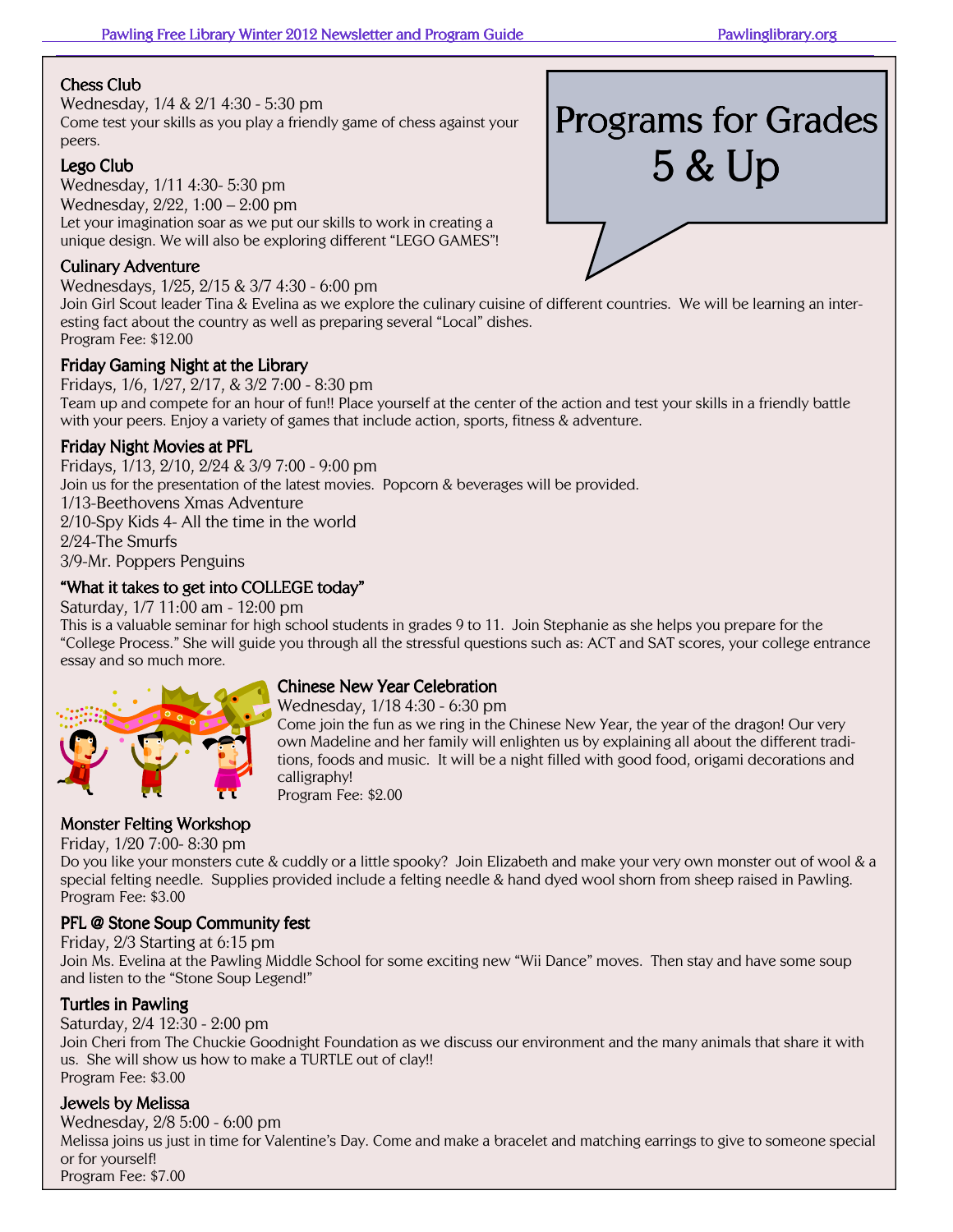# Programs for Grades 5 & Up

### Chess Club

Wednesday, 1/4 & 2/1 4:30 - 5:30 pm
Come test your skills as you play a friendly game of chess against your peers.

### Lego Club

Wednesday, 1/11 4:30- 5:30 pm
Wednesday, 2/22, 1:00 – 2:00 pm
Let your imagination soar as we put our skills to work in creating a unique design. We will also be exploring different "LEGO GAMES"!

### Culinary Adventure

Wednesdays, 1/25, 2/15 & 3/7 4:30 - 6:00 pm
Join Girl Scout leader Tina & Evelina as we explore the culinary cuisine of different countries. We will be learning an interesting fact about the country as well as preparing several "Local" dishes.
Program Fee: $12.00

### Friday Gaming Night at the Library

Fridays, 1/6, 1/27, 2/17, & 3/2 7:00 - 8:30 pm
Team up and compete for an hour of fun!! Place yourself at the center of the action and test your skills in a friendly battle with your peers. Enjoy a variety of games that include action, sports, fitness & adventure.

### Friday Night Movies at PFL

Fridays, 1/13, 2/10, 2/24 & 3/9 7:00 - 9:00 pm
Join us for the presentation of the latest movies. Popcorn & beverages will be provided.
1/13-Beethovens Xmas Adventure
2/10-Spy Kids 4- All the time in the world
2/24-The Smurfs
3/9-Mr. Poppers Penguins

### "What it takes to get into COLLEGE today"

Saturday, 1/7 11:00 am - 12:00 pm
This is a valuable seminar for high school students in grades 9 to 11. Join Stephanie as she helps you prepare for the "College Process." She will guide you through all the stressful questions such as: ACT and SAT scores, your college entrance essay and so much more.

### Chinese New Year Celebration

Wednesday, 1/18 4:30 - 6:30 pm
Come join the fun as we ring in the Chinese New Year, the year of the dragon! Our very own Madeline and her family will enlighten us by explaining all about the different traditions, foods and music. It will be a night filled with good food, origami decorations and calligraphy!
Program Fee: $2.00

### Monster Felting Workshop

Friday, 1/20 7:00- 8:30 pm
Do you like your monsters cute & cuddly or a little spooky? Join Elizabeth and make your very own monster out of wool & a special felting needle. Supplies provided include a felting needle & hand dyed wool shorn from sheep raised in Pawling.
Program Fee: $3.00

### PFL @ Stone Soup Community fest

Friday, 2/3 Starting at 6:15 pm
Join Ms. Evelina at the Pawling Middle School for some exciting new "Wii Dance" moves. Then stay and have some soup and listen to the "Stone Soup Legend!"

### Turtles in Pawling

Saturday, 2/4 12:30 - 2:00 pm
Join Cheri from The Chuckie Goodnight Foundation as we discuss our environment and the many animals that share it with us. She will show us how to make a TURTLE out of clay!!
Program Fee: $3.00

### Jewels by Melissa

Wednesday, 2/8 5:00 - 6:00 pm
Melissa joins us just in time for Valentine's Day. Come and make a bracelet and matching earrings to give to someone special or for yourself!
Program Fee: $7.00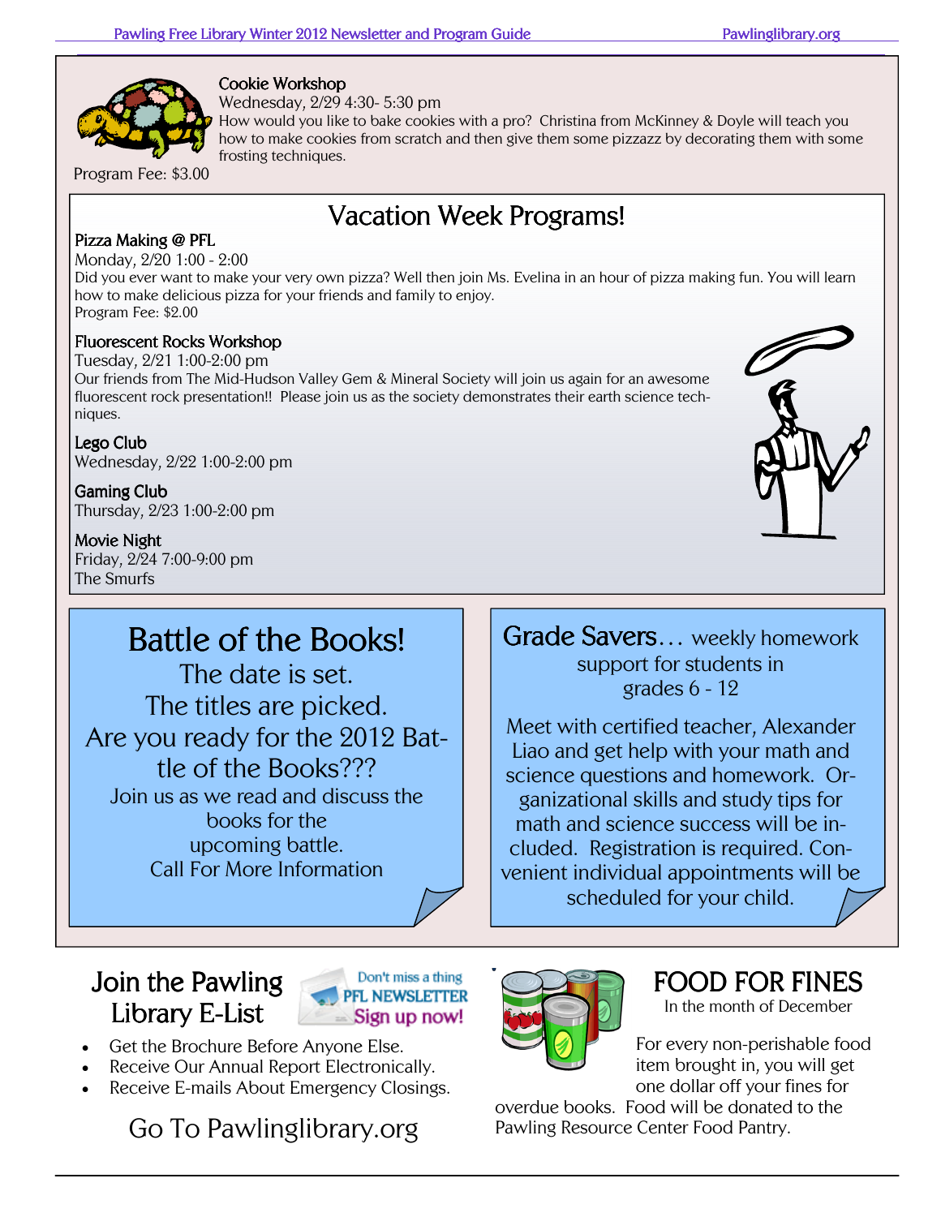### Cookie Workshop

Wednesday, 2/29 4:30- 5:30 pm

How would you like to bake cookies with a pro? Christina from McKinney & Doyle will teach you how to make cookies from scratch and then give them some pizzazz by decorating them with some frosting techniques.

Program Fee: $3.00

## Vacation Week Programs!

### Pizza Making @ PFL

Monday, 2/20 1:00 - 2:00

Did you ever want to make your very own pizza? Well then join Ms. Evelina in an hour of pizza making fun. You will learn how to make delicious pizza for your friends and family to enjoy.

Program Fee: $2.00

### Fluorescent Rocks Workshop

Tuesday, 2/21 1:00-2:00 pm

Our friends from The Mid-Hudson Valley Gem & Mineral Society will join us again for an awesome fluorescent rock presentation!! Please join us as the society demonstrates their earth science techniques.

### Lego Club

Wednesday, 2/22 1:00-2:00 pm

### Gaming Club

Thursday, 2/23 1:00-2:00 pm

### Movie Night

Friday, 2/24 7:00-9:00 pm

The Smurfs

## Battle of the Books!

The date is set.

The titles are picked.

Are you ready for the 2012 Battle of the Books???

Join us as we read and discuss the books for the upcoming battle.

Call For More Information

## Grade Savers… weekly homework support for students in grades 6 - 12

Meet with certified teacher, Alexander Liao and get help with your math and science questions and homework. Organizational skills and study tips for math and science success will be included. Registration is required. Convenient individual appointments will be scheduled for your child.

## Join the Pawling Library E-List

Don't miss a thing
PFL NEWSLETTER
Sign up now!

- Get the Brochure Before Anyone Else.
- Receive Our Annual Report Electronically.
- Receive E-mails About Emergency Closings.

Go To Pawlinglibrary.org

## FOOD FOR FINES

In the month of December

For every non-perishable food item brought in, you will get one dollar off your fines for overdue books. Food will be donated to the Pawling Resource Center Food Pantry.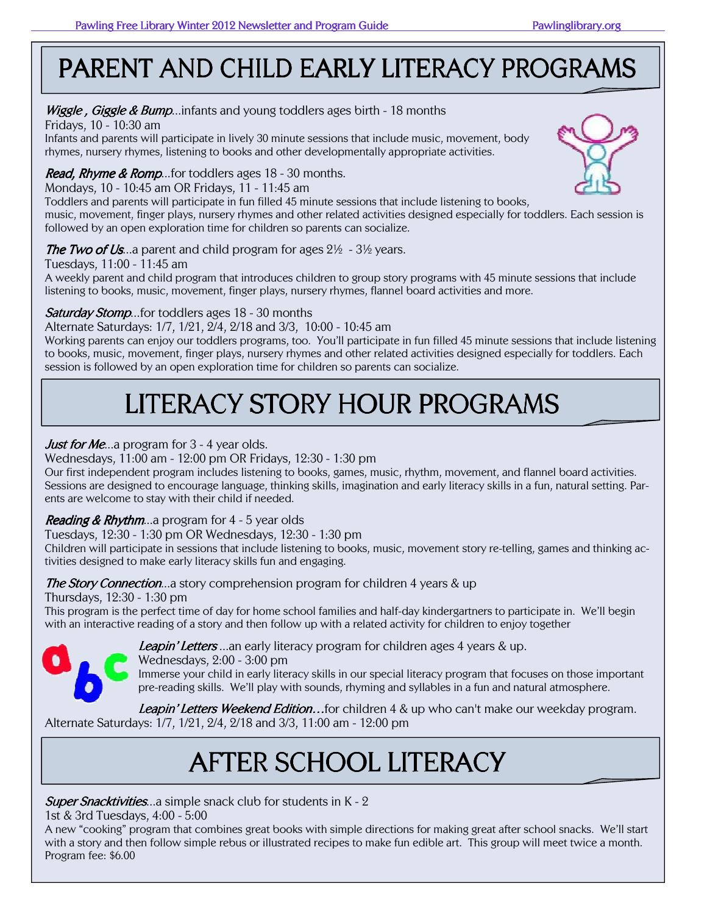# PARENT AND CHILD EARLY LITERACY PROGRAMS

***Wiggle , Giggle & Bump***…infants and young toddlers ages birth - 18 months
Fridays, 10 - 10:30 am
Infants and parents will participate in lively 30 minute sessions that include music, movement, body rhymes, nursery rhymes, listening to books and other developmentally appropriate activities.

***Read, Rhyme & Romp***…for toddlers ages 18 - 30 months.
Mondays, 10 - 10:45 am OR Fridays, 11 - 11:45 am
Toddlers and parents will participate in fun filled 45 minute sessions that include listening to books, music, movement, finger plays, nursery rhymes and other related activities designed especially for toddlers. Each session is followed by an open exploration time for children so parents can socialize.

***The Two of Us***…a parent and child program for ages 2½ - 3½ years.
Tuesdays, 11:00 - 11:45 am
A weekly parent and child program that introduces children to group story programs with 45 minute sessions that include listening to books, music, movement, finger plays, nursery rhymes, flannel board activities and more.

***Saturday Stomp***…for toddlers ages 18 - 30 months
Alternate Saturdays: 1/7, 1/21, 2/4, 2/18 and 3/3, 10:00 - 10:45 am
Working parents can enjoy our toddlers programs, too. You'll participate in fun filled 45 minute sessions that include listening to books, music, movement, finger plays, nursery rhymes and other related activities designed especially for toddlers. Each session is followed by an open exploration time for children so parents can socialize.

# LITERACY STORY HOUR PROGRAMS

***Just for Me***…a program for 3 - 4 year olds.
Wednesdays, 11:00 am - 12:00 pm OR Fridays, 12:30 - 1:30 pm
Our first independent program includes listening to books, games, music, rhythm, movement, and flannel board activities. Sessions are designed to encourage language, thinking skills, imagination and early literacy skills in a fun, natural setting. Parents are welcome to stay with their child if needed.

***Reading & Rhythm***…a program for 4 - 5 year olds
Tuesdays, 12:30 - 1:30 pm OR Wednesdays, 12:30 - 1:30 pm
Children will participate in sessions that include listening to books, music, movement story re-telling, games and thinking activities designed to make early literacy skills fun and engaging.

***The Story Connection***…a story comprehension program for children 4 years & up
Thursdays, 12:30 - 1:30 pm
This program is the perfect time of day for home school families and half-day kindergartners to participate in. We'll begin with an interactive reading of a story and then follow up with a related activity for children to enjoy together

***Leapin' Letters*** …an early literacy program for children ages 4 years & up.
Wednesdays, 2:00 - 3:00 pm
Immerse your child in early literacy skills in our special literacy program that focuses on those important pre-reading skills. We'll play with sounds, rhyming and syllables in a fun and natural atmosphere.

***Leapin' Letters Weekend Edition…***for children 4 & up who can't make our weekday program.
Alternate Saturdays: 1/7, 1/21, 2/4, 2/18 and 3/3, 11:00 am - 12:00 pm

# AFTER SCHOOL LITERACY

***Super Snacktivities***…a simple snack club for students in K - 2
1st & 3rd Tuesdays, 4:00 - 5:00
A new "cooking" program that combines great books with simple directions for making great after school snacks. We'll start with a story and then follow simple rebus or illustrated recipes to make fun edible art. This group will meet twice a month.
Program fee: $6.00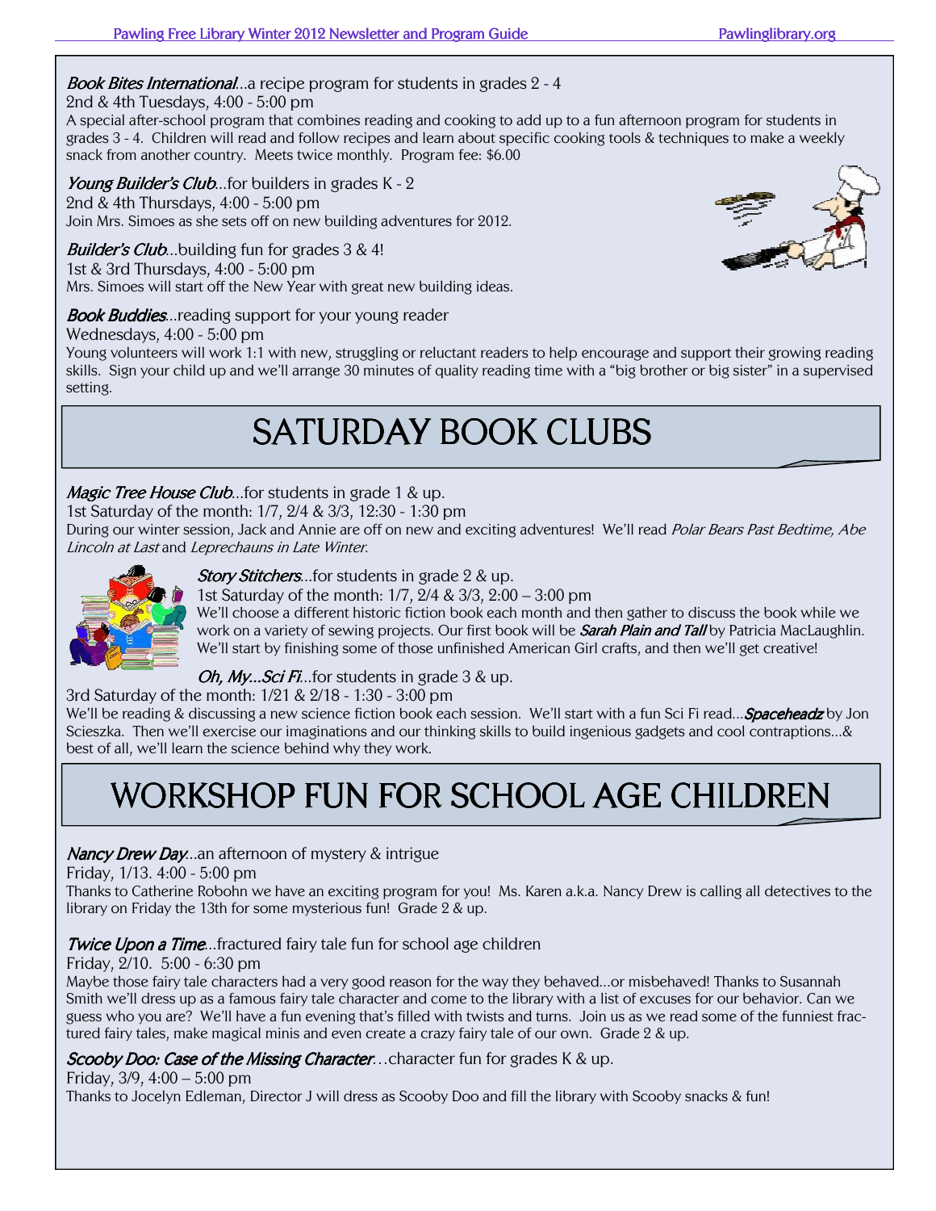*Book Bites International*…a recipe program for students in grades 2 - 4
2nd & 4th Tuesdays, 4:00 - 5:00 pm
A special after-school program that combines reading and cooking to add up to a fun afternoon program for students in grades 3 - 4. Children will read and follow recipes and learn about specific cooking tools & techniques to make a weekly snack from another country. Meets twice monthly. Program fee: $6.00

*Young Builder's Club*…for builders in grades K - 2
2nd & 4th Thursdays, 4:00 - 5:00 pm
Join Mrs. Simoes as she sets off on new building adventures for 2012.

*Builder's Club*…building fun for grades 3 & 4!
1st & 3rd Thursdays, 4:00 - 5:00 pm
Mrs. Simoes will start off the New Year with great new building ideas.

*Book Buddies*…reading support for your young reader
Wednesdays, 4:00 - 5:00 pm
Young volunteers will work 1:1 with new, struggling or reluctant readers to help encourage and support their growing reading skills. Sign your child up and we'll arrange 30 minutes of quality reading time with a "big brother or big sister" in a supervised setting.

# SATURDAY BOOK CLUBS

*Magic Tree House Club*…for students in grade 1 & up.
1st Saturday of the month: 1/7, 2/4 & 3/3, 12:30 - 1:30 pm
During our winter session, Jack and Annie are off on new and exciting adventures! We'll read *Polar Bears Past Bedtime, Abe Lincoln at Last* and *Leprechauns in Late Winter*.

*Story Stitchers*…for students in grade 2 & up.
1st Saturday of the month: 1/7, 2/4 & 3/3, 2:00 – 3:00 pm
We'll choose a different historic fiction book each month and then gather to discuss the book while we work on a variety of sewing projects. Our first book will be ***Sarah Plain and Tall*** by Patricia MacLaughlin. We'll start by finishing some of those unfinished American Girl crafts, and then we'll get creative!

*Oh, My…Sci Fi*…for students in grade 3 & up.
3rd Saturday of the month: 1/21 & 2/18 - 1:30 - 3:00 pm
We'll be reading & discussing a new science fiction book each session. We'll start with a fun Sci Fi read…***Spaceheadz*** by Jon Scieszka. Then we'll exercise our imaginations and our thinking skills to build ingenious gadgets and cool contraptions…& best of all, we'll learn the science behind why they work.

# WORKSHOP FUN FOR SCHOOL AGE CHILDREN

*Nancy Drew Day*…an afternoon of mystery & intrigue
Friday, 1/13. 4:00 - 5:00 pm
Thanks to Catherine Robohn we have an exciting program for you! Ms. Karen a.k.a. Nancy Drew is calling all detectives to the library on Friday the 13th for some mysterious fun! Grade 2 & up.

*Twice Upon a Time*…fractured fairy tale fun for school age children
Friday, 2/10. 5:00 - 6:30 pm
Maybe those fairy tale characters had a very good reason for the way they behaved…or misbehaved! Thanks to Susannah Smith we'll dress up as a famous fairy tale character and come to the library with a list of excuses for our behavior. Can we guess who you are? We'll have a fun evening that's filled with twists and turns. Join us as we read some of the funniest fractured fairy tales, make magical minis and even create a crazy fairy tale of our own. Grade 2 & up.

*Scooby Doo: Case of the Missing Character*…character fun for grades K & up.
Friday, 3/9, 4:00 – 5:00 pm
Thanks to Jocelyn Edleman, Director J will dress as Scooby Doo and fill the library with Scooby snacks & fun!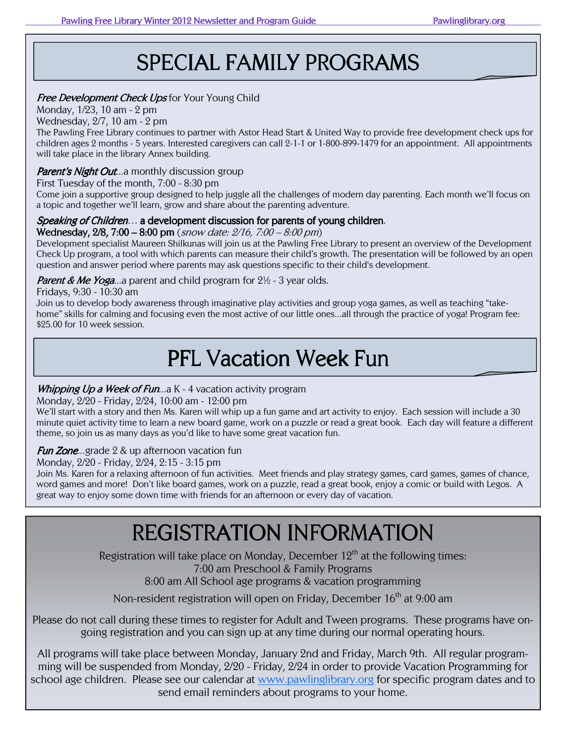# SPECIAL FAMILY PROGRAMS

***Free Development Check Ups*** for Your Young Child
Monday, 1/23, 10 am - 2 pm
Wednesday, 2/7, 10 am - 2 pm
The Pawling Free Library continues to partner with Astor Head Start & United Way to provide free development check ups for children ages 2 months - 5 years. Interested caregivers can call 2-1-1 or 1-800-899-1479 for an appointment. All appointments will take place in the library Annex building.

***Parent's Night Out***…a monthly discussion group
First Tuesday of the month, 7:00 - 8:30 pm
Come join a supportive group designed to help juggle all the challenges of modern day parenting. Each month we'll focus on a topic and together we'll learn, grow and share about the parenting adventure.

***Speaking of Children***… **a development discussion for parents of young children**.
**Wednesday, 2/8, 7:00 – 8:00 pm** (*snow date: 2/16, 7:00 – 8:00 pm*)
Development specialist Maureen Shilkunas will join us at the Pawling Free Library to present an overview of the Development Check Up program, a tool with which parents can measure their child's growth. The presentation will be followed by an open question and answer period where parents may ask questions specific to their child's development.

***Parent & Me Yoga***…a parent and child program for 2½ - 3 year olds.
Fridays, 9:30 - 10:30 am
Join us to develop body awareness through imaginative play activities and group yoga games, as well as teaching "take-home" skills for calming and focusing even the most active of our little ones…all through the practice of yoga! Program fee: $25.00 for 10 week session.

# PFL Vacation Week Fun

***Whipping Up a Week of Fun***…a K - 4 vacation activity program
Monday, 2/20 - Friday, 2/24, 10:00 am - 12:00 pm
We'll start with a story and then Ms. Karen will whip up a fun game and art activity to enjoy. Each session will include a 30 minute quiet activity time to learn a new board game, work on a puzzle or read a great book. Each day will feature a different theme, so join us as many days as you'd like to have some great vacation fun.

***Fun Zone***…grade 2 & up afternoon vacation fun
Monday, 2/20 - Friday, 2/24, 2:15 - 3:15 pm
Join Ms. Karen for a relaxing afternoon of fun activities. Meet friends and play strategy games, card games, games of chance, word games and more! Don't like board games, work on a puzzle, read a great book, enjoy a comic or build with Legos. A great way to enjoy some down time with friends for an afternoon or every day of vacation.

# REGISTRATION INFORMATION

Registration will take place on Monday, December 12th at the following times:
7:00 am Preschool & Family Programs
8:00 am All School age programs & vacation programming

Non-resident registration will open on Friday, December 16th at 9:00 am

Please do not call during these times to register for Adult and Tween programs. These programs have on-going registration and you can sign up at any time during our normal operating hours.

All programs will take place between Monday, January 2nd and Friday, March 9th. All regular programming will be suspended from Monday, 2/20 - Friday, 2/24 in order to provide Vacation Programming for school age children. Please see our calendar at www.pawlinglibrary.org for specific program dates and to send email reminders about programs to your home.